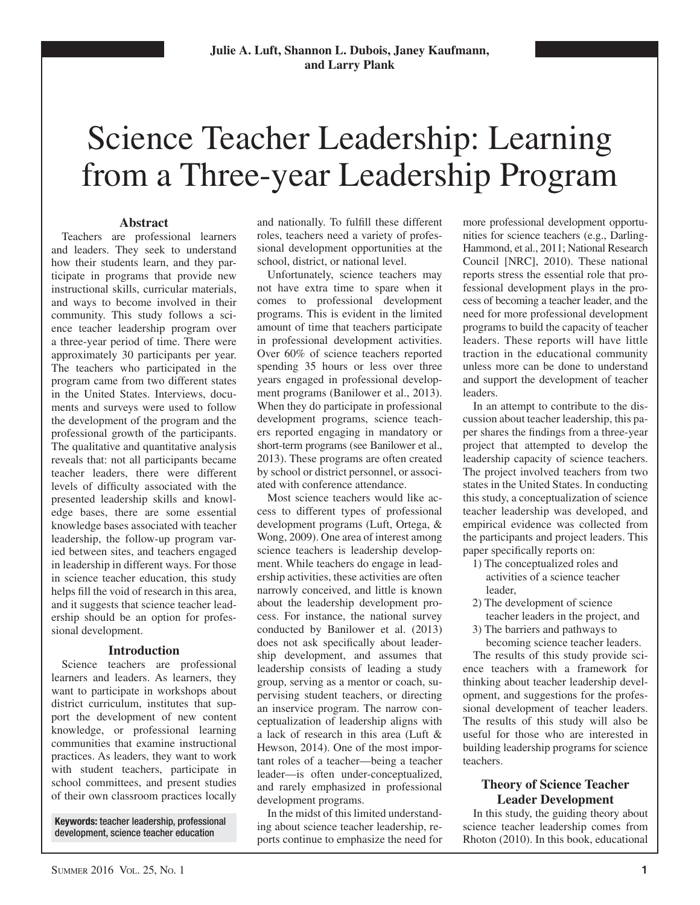**Julie A. Luft, Shannon L. Dubois, Janey Kaufmann, and Larry Plank**

# Science Teacher Leadership: Learning from a Three-year Leadership Program

## Abstract

Teachers are professional learners and leaders. They seek to understand how their students learn, and they participate in programs that provide new instructional skills, curricular materials, and ways to become involved in their community. This study follows a science teacher leadership program over a three-year period of time. There were approximately 30 participants per year. The teachers who participated in the program came from two different states in the United States. Interviews, documents and surveys were used to follow the development of the program and the professional growth of the participants. The qualitative and quantitative analysis reveals that: not all participants became teacher leaders, there were different levels of difficulty associated with the presented leadership skills and knowledge bases, there are some essential knowledge bases associated with teacher leadership, the follow-up program varied between sites, and teachers engaged in leadership in different ways. For those in science teacher education, this study helps fill the void of research in this area, and it suggests that science teacher leadership should be an option for professional development.

**Keywords:** teacher leadership, professional development, science teacher education

## Introduction

Science teachers are professional learners and leaders. As learners, they want to participate in workshops about district curriculum, institutes that support the development of new content knowledge, or professional learning communities that examine instructional practices. As leaders, they want to work with student teachers, participate in school committees, and present studies of their own classroom practices locally and nationally. To fulfill these different roles, teachers need a variety of professional development opportunities at the school, district, or national level.

Unfortunately, science teachers may not have extra time to spare when it comes to professional development programs. This is evident in the limited amount of time that teachers participate in professional development activities. Over 60% of science teachers reported spending 35 hours or less over three years engaged in professional development programs (Banilower et al., 2013). When they do participate in professional development programs, science teachers reported engaging in mandatory or short-term programs (see Banilower et al., 2013). These programs are often created by school or district personnel, or associated with conference attendance.

Most science teachers would like access to different types of professional development programs (Luft, Ortega, & Wong, 2009). One area of interest among science teachers is leadership development. While teachers do engage in leadership activities, these activities are often narrowly conceived, and little is known about the leadership development process. For instance, the national survey conducted by Banilower et al. (2013) does not ask specifically about leadership development, and assumes that leadership consists of leading a study group, serving as a mentor or coach, supervising student teachers, or directing an inservice program. The narrow conceptualization of leadership aligns with a lack of research in this area (Luft & Hewson, 2014). One of the most important roles of a teacher—being a teacher leader—is often under-conceptualized, and rarely emphasized in professional development programs.

In the midst of this limited understanding about science teacher leadership, reports continue to emphasize the need for more professional development opportunities for science teachers (e.g., Darling-Hammond, et al., 2011; National Research Council [NRC], 2010). These national reports stress the essential role that professional development plays in the process of becoming a teacher leader, and the need for more professional development programs to build the capacity of teacher leaders. These reports will have little traction in the educational community unless more can be done to understand and support the development of teacher leaders.

In an attempt to contribute to the discussion about teacher leadership, this paper shares the findings from a three-year project that attempted to develop the leadership capacity of science teachers. The project involved teachers from two states in the United States. In conducting this study, a conceptualization of science teacher leadership was developed, and empirical evidence was collected from the participants and project leaders. This paper specifically reports on:

1) The conceptualized roles and activities of a science teacher leader,
2) The development of science teacher leaders in the project, and
3) The barriers and pathways to becoming science teacher leaders.

The results of this study provide science teachers with a framework for thinking about teacher leadership development, and suggestions for the professional development of teacher leaders. The results of this study will also be useful for those who are interested in building leadership programs for science teachers.

## Theory of Science Teacher Leader Development

In this study, the guiding theory about science teacher leadership comes from Rhoton (2010). In this book, educational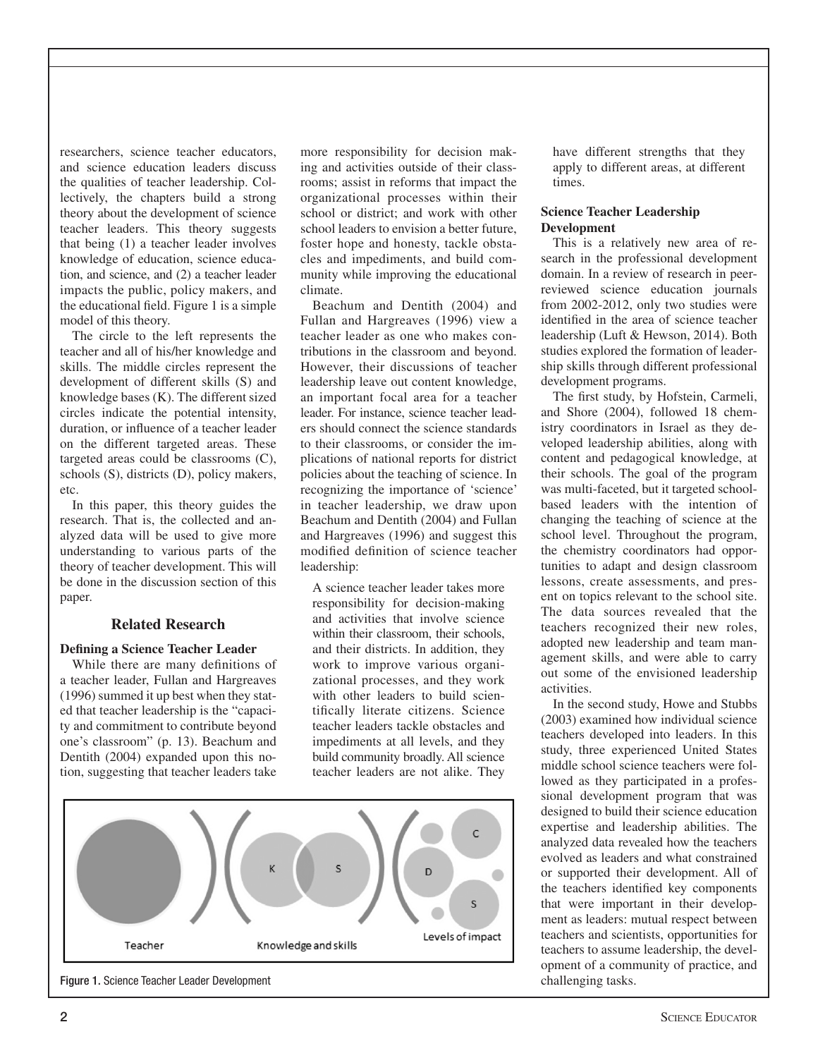researchers, science teacher educators, and science education leaders discuss the qualities of teacher leadership. Collectively, the chapters build a strong theory about the development of science teacher leaders. This theory suggests that being (1) a teacher leader involves knowledge of education, science education, and science, and (2) a teacher leader impacts the public, policy makers, and the educational field. Figure 1 is a simple model of this theory.

The circle to the left represents the teacher and all of his/her knowledge and skills. The middle circles represent the development of different skills (S) and knowledge bases (K). The different sized circles indicate the potential intensity, duration, or influence of a teacher leader on the different targeted areas. These targeted areas could be classrooms (C), schools (S), districts (D), policy makers, etc.

In this paper, this theory guides the research. That is, the collected and analyzed data will be used to give more understanding to various parts of the theory of teacher development. This will be done in the discussion section of this paper.

## Related Research

### Defining a Science Teacher Leader

While there are many definitions of a teacher leader, Fullan and Hargreaves (1996) summed it up best when they stated that teacher leadership is the "capacity and commitment to contribute beyond one's classroom" (p. 13). Beachum and Dentith (2004) expanded upon this notion, suggesting that teacher leaders take more responsibility for decision making and activities outside of their classrooms; assist in reforms that impact the organizational processes within their school or district; and work with other school leaders to envision a better future, foster hope and honesty, tackle obstacles and impediments, and build community while improving the educational climate.

Beachum and Dentith (2004) and Fullan and Hargreaves (1996) view a teacher leader as one who makes contributions in the classroom and beyond. However, their discussions of teacher leadership leave out content knowledge, an important focal area for a teacher leader. For instance, science teacher leaders should connect the science standards to their classrooms, or consider the implications of national reports for district policies about the teaching of science. In recognizing the importance of 'science' in teacher leadership, we draw upon Beachum and Dentith (2004) and Fullan and Hargreaves (1996) and suggest this modified definition of science teacher leadership:

> A science teacher leader takes more responsibility for decision-making and activities that involve science within their classroom, their schools, and their districts. In addition, they work to improve various organizational processes, and they work with other leaders to build scientifically literate citizens. Science teacher leaders tackle obstacles and impediments at all levels, and they build community broadly. All science teacher leaders are not alike. They have different strengths that they apply to different areas, at different times.

Teacher | Knowledge and skills | Levels of impact

Figure 1. Science Teacher Leader Development

### Science Teacher Leadership Development

This is a relatively new area of research in the professional development domain. In a review of research in peer-reviewed science education journals from 2002-2012, only two studies were identified in the area of science teacher leadership (Luft & Hewson, 2014). Both studies explored the formation of leadership skills through different professional development programs.

The first study, by Hofstein, Carmeli, and Shore (2004), followed 18 chemistry coordinators in Israel as they developed leadership abilities, along with content and pedagogical knowledge, at their schools. The goal of the program was multi-faceted, but it targeted school-based leaders with the intention of changing the teaching of science at the school level. Throughout the program, the chemistry coordinators had opportunities to adapt and design classroom lessons, create assessments, and present on topics relevant to the school site. The data sources revealed that the teachers recognized their new roles, adopted new leadership and team management skills, and were able to carry out some of the envisioned leadership activities.

In the second study, Howe and Stubbs (2003) examined how individual science teachers developed into leaders. In this study, three experienced United States middle school science teachers were followed as they participated in a professional development program that was designed to build their science education expertise and leadership abilities. The analyzed data revealed how the teachers evolved as leaders and what constrained or supported their development. All of the teachers identified key components that were important in their development as leaders: mutual respect between teachers and scientists, opportunities for teachers to assume leadership, the development of a community of practice, and challenging tasks.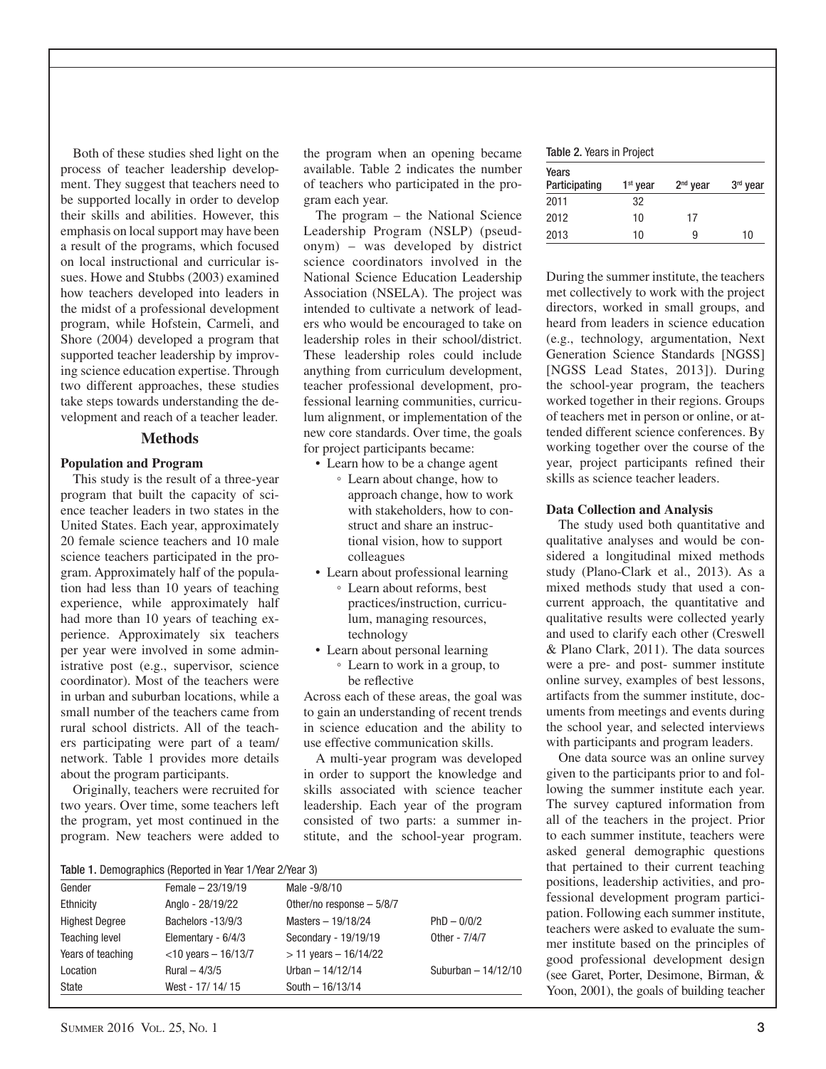Both of these studies shed light on the process of teacher leadership development. They suggest that teachers need to be supported locally in order to develop their skills and abilities. However, this emphasis on local support may have been a result of the programs, which focused on local instructional and curricular issues. Howe and Stubbs (2003) examined how teachers developed into leaders in the midst of a professional development program, while Hofstein, Carmeli, and Shore (2004) developed a program that supported teacher leadership by improving science education expertise. Through two different approaches, these studies take steps towards understanding the development and reach of a teacher leader.

## Methods

### Population and Program

This study is the result of a three-year program that built the capacity of science teacher leaders in two states in the United States. Each year, approximately 20 female science teachers and 10 male science teachers participated in the program. Approximately half of the population had less than 10 years of teaching experience, while approximately half had more than 10 years of teaching experience. Approximately six teachers per year were involved in some administrative post (e.g., supervisor, science coordinator). Most of the teachers were in urban and suburban locations, while a small number of the teachers came from rural school districts. All of the teachers participating were part of a team/network. Table 1 provides more details about the program participants.

Originally, teachers were recruited for two years. Over time, some teachers left the program, yet most continued in the program. New teachers were added to the program when an opening became available. Table 2 indicates the number of teachers who participated in the program each year.

The program – the National Science Leadership Program (NSLP) (pseudonym) – was developed by district science coordinators involved in the National Science Education Leadership Association (NSELA). The project was intended to cultivate a network of leaders who would be encouraged to take on leadership roles in their school/district. These leadership roles could include anything from curriculum development, teacher professional development, professional learning communities, curriculum alignment, or implementation of the new core standards. Over time, the goals for project participants became:

- Learn how to be a change agent
  - Learn about change, how to approach change, how to work with stakeholders, how to construct and share an instructional vision, how to support colleagues
- Learn about professional learning
  - Learn about reforms, best practices/instruction, curriculum, managing resources, technology
- Learn about personal learning
  - Learn to work in a group, to be reflective

Across each of these areas, the goal was to gain an understanding of recent trends in science education and the ability to use effective communication skills.

A multi-year program was developed in order to support the knowledge and skills associated with science teacher leadership. Each year of the program consisted of two parts: a summer institute, and the school-year program. During the summer institute, the teachers met collectively to work with the project directors, worked in small groups, and heard from leaders in science education (e.g., technology, argumentation, Next Generation Science Standards [NGSS] [NGSS Lead States, 2013]). During the school-year program, the teachers worked together in their regions. Groups of teachers met in person or online, or attended different science conferences. By working together over the course of the year, project participants refined their skills as science teacher leaders.

Table 1. Demographics (Reported in Year 1/Year 2/Year 3)

| | | | |
|---|---|---|---|
| Gender | Female – 23/19/19 | Male -9/8/10 | |
| Ethnicity | Anglo - 28/19/22 | Other/no response – 5/8/7 | |
| Highest Degree | Bachelors -13/9/3 | Masters – 19/18/24 | PhD – 0/0/2 |
| Teaching level | Elementary - 6/4/3 | Secondary - 19/19/19 | Other - 7/4/7 |
| Years of teaching | <10 years – 16/13/7 | > 11 years – 16/14/22 | |
| Location | Rural – 4/3/5 | Urban – 14/12/14 | Suburban – 14/12/10 |
| State | West - 17/ 14/ 15 | South – 16/13/14 | |

Table 2. Years in Project

| Years Participating | 1st year | 2nd year | 3rd year |
|---|---|---|---|
| 2011 | 32 | | |
| 2012 | 10 | 17 | |
| 2013 | 10 | 9 | 10 |

### Data Collection and Analysis

The study used both quantitative and qualitative analyses and would be considered a longitudinal mixed methods study (Plano-Clark et al., 2013). As a mixed methods study that used a concurrent approach, the quantitative and qualitative results were collected yearly and used to clarify each other (Creswell & Plano Clark, 2011). The data sources were a pre- and post- summer institute online survey, examples of best lessons, artifacts from the summer institute, documents from meetings and events during the school year, and selected interviews with participants and program leaders.

One data source was an online survey given to the participants prior to and following the summer institute each year. The survey captured information from all of the teachers in the project. Prior to each summer institute, teachers were asked general demographic questions that pertained to their current teaching positions, leadership activities, and professional development program participation. Following each summer institute, teachers were asked to evaluate the summer institute based on the principles of good professional development design (see Garet, Porter, Desimone, Birman, & Yoon, 2001), the goals of building teacher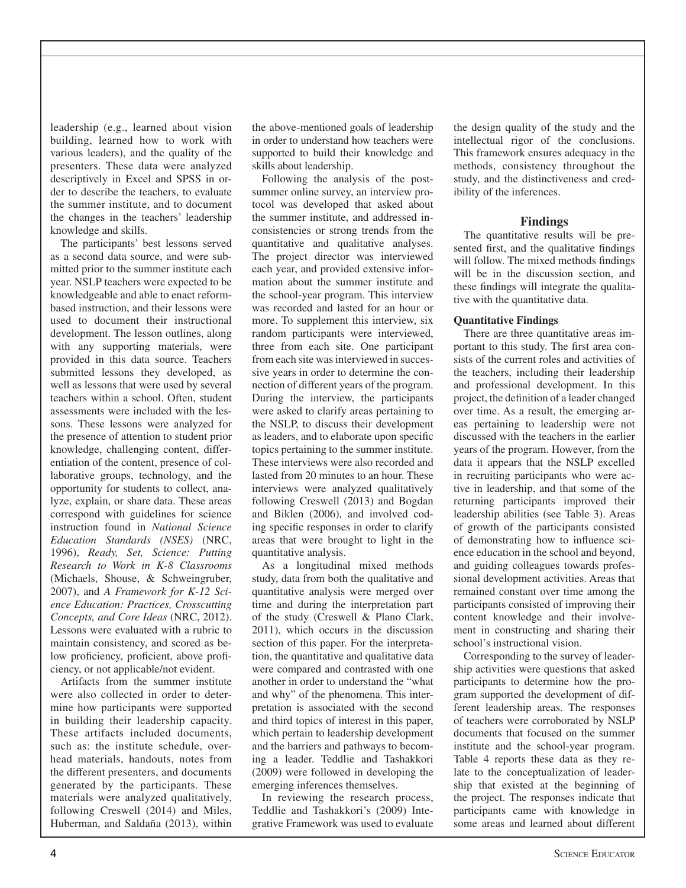leadership (e.g., learned about vision building, learned how to work with various leaders), and the quality of the presenters. These data were analyzed descriptively in Excel and SPSS in order to describe the teachers, to evaluate the summer institute, and to document the changes in the teachers' leadership knowledge and skills.

The participants' best lessons served as a second data source, and were submitted prior to the summer institute each year. NSLP teachers were expected to be knowledgeable and able to enact reform-based instruction, and their lessons were used to document their instructional development. The lesson outlines, along with any supporting materials, were provided in this data source. Teachers submitted lessons they developed, as well as lessons that were used by several teachers within a school. Often, student assessments were included with the lessons. These lessons were analyzed for the presence of attention to student prior knowledge, challenging content, differentiation of the content, presence of collaborative groups, technology, and the opportunity for students to collect, analyze, explain, or share data. These areas correspond with guidelines for science instruction found in *National Science Education Standards (NSES)* (NRC, 1996), *Ready, Set, Science: Putting Research to Work in K-8 Classrooms* (Michaels, Shouse, & Schweingruber, 2007), and *A Framework for K-12 Science Education: Practices, Crosscutting Concepts, and Core Ideas* (NRC, 2012). Lessons were evaluated with a rubric to maintain consistency, and scored as below proficiency, proficient, above proficiency, or not applicable/not evident.

Artifacts from the summer institute were also collected in order to determine how participants were supported in building their leadership capacity. These artifacts included documents, such as: the institute schedule, overhead materials, handouts, notes from the different presenters, and documents generated by the participants. These materials were analyzed qualitatively, following Creswell (2014) and Miles, Huberman, and Saldaña (2013), within the above-mentioned goals of leadership in order to understand how teachers were supported to build their knowledge and skills about leadership.

Following the analysis of the post-summer online survey, an interview protocol was developed that asked about the summer institute, and addressed inconsistencies or strong trends from the quantitative and qualitative analyses. The project director was interviewed each year, and provided extensive information about the summer institute and the school-year program. This interview was recorded and lasted for an hour or more. To supplement this interview, six random participants were interviewed, three from each site. One participant from each site was interviewed in successive years in order to determine the connection of different years of the program. During the interview, the participants were asked to clarify areas pertaining to the NSLP, to discuss their development as leaders, and to elaborate upon specific topics pertaining to the summer institute. These interviews were also recorded and lasted from 20 minutes to an hour. These interviews were analyzed qualitatively following Creswell (2013) and Bogdan and Biklen (2006), and involved coding specific responses in order to clarify areas that were brought to light in the quantitative analysis.

As a longitudinal mixed methods study, data from both the qualitative and quantitative analysis were merged over time and during the interpretation part of the study (Creswell & Plano Clark, 2011), which occurs in the discussion section of this paper. For the interpretation, the quantitative and qualitative data were compared and contrasted with one another in order to understand the "what and why" of the phenomena. This interpretation is associated with the second and third topics of interest in this paper, which pertain to leadership development and the barriers and pathways to becoming a leader. Teddlie and Tashakkori (2009) were followed in developing the emerging inferences themselves.

In reviewing the research process, Teddlie and Tashakkori's (2009) Integrative Framework was used to evaluate the design quality of the study and the intellectual rigor of the conclusions. This framework ensures adequacy in the methods, consistency throughout the study, and the distinctiveness and credibility of the inferences.

## Findings

The quantitative results will be presented first, and the qualitative findings will follow. The mixed methods findings will be in the discussion section, and these findings will integrate the qualitative with the quantitative data.

### Quantitative Findings

There are three quantitative areas important to this study. The first area consists of the current roles and activities of the teachers, including their leadership and professional development. In this project, the definition of a leader changed over time. As a result, the emerging areas pertaining to leadership were not discussed with the teachers in the earlier years of the program. However, from the data it appears that the NSLP excelled in recruiting participants who were active in leadership, and that some of the returning participants improved their leadership abilities (see Table 3). Areas of growth of the participants consisted of demonstrating how to influence science education in the school and beyond, and guiding colleagues towards professional development activities. Areas that remained constant over time among the participants consisted of improving their content knowledge and their involvement in constructing and sharing their school's instructional vision.

Corresponding to the survey of leadership activities were questions that asked participants to determine how the program supported the development of different leadership areas. The responses of teachers were corroborated by NSLP documents that focused on the summer institute and the school-year program. Table 4 reports these data as they relate to the conceptualization of leadership that existed at the beginning of the project. The responses indicate that participants came with knowledge in some areas and learned about different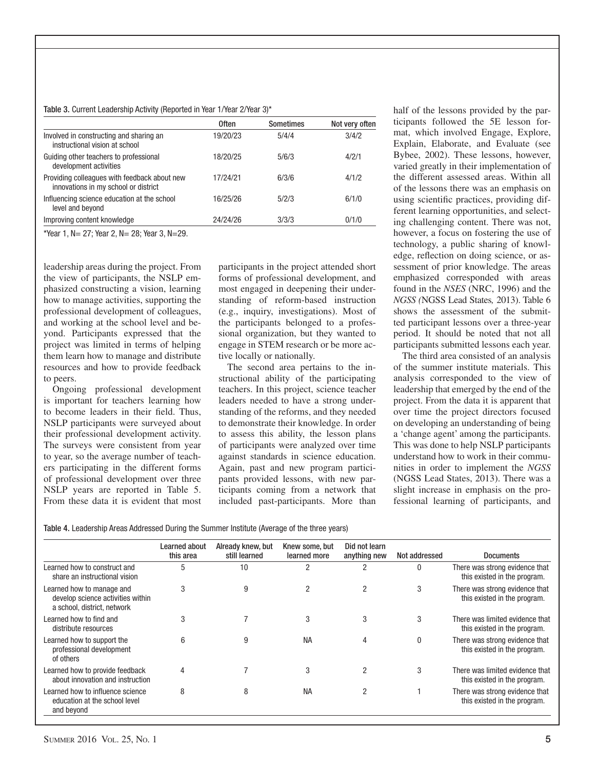Table 3. Current Leadership Activity (Reported in Year 1/Year 2/Year 3)*

| | Often | Sometimes | Not very often |
|---|---|---|---|
| Involved in constructing and sharing an instructional vision at school | 19/20/23 | 5/4/4 | 3/4/2 |
| Guiding other teachers to professional development activities | 18/20/25 | 5/6/3 | 4/2/1 |
| Providing colleagues with feedback about new innovations in my school or district | 17/24/21 | 6/3/6 | 4/1/2 |
| Influencing science education at the school level and beyond | 16/25/26 | 5/2/3 | 6/1/0 |
| Improving content knowledge | 24/24/26 | 3/3/3 | 0/1/0 |

*Year 1, N= 27; Year 2, N= 28; Year 3, N=29.

leadership areas during the project. From the view of participants, the NSLP emphasized constructing a vision, learning how to manage activities, supporting the professional development of colleagues, and working at the school level and beyond. Participants expressed that the project was limited in terms of helping them learn how to manage and distribute resources and how to provide feedback to peers.

Ongoing professional development is important for teachers learning how to become leaders in their field. Thus, NSLP participants were surveyed about their professional development activity. The surveys were consistent from year to year, so the average number of teachers participating in the different forms of professional development over three NSLP years are reported in Table 5. From these data it is evident that most participants in the project attended short forms of professional development, and most engaged in deepening their understanding of reform-based instruction (e.g., inquiry, investigations). Most of the participants belonged to a professional organization, but they wanted to engage in STEM research or be more active locally or nationally.

The second area pertains to the instructional ability of the participating teachers. In this project, science teacher leaders needed to have a strong understanding of the reforms, and they needed to demonstrate their knowledge. In order to assess this ability, the lesson plans of participants were analyzed over time against standards in science education. Again, past and new program participants provided lessons, with new participants coming from a network that included past-participants. More than half of the lessons provided by the participants followed the 5E lesson format, which involved Engage, Explore, Explain, Elaborate, and Evaluate (see Bybee, 2002). These lessons, however, varied greatly in their implementation of the different assessed areas. Within all of the lessons there was an emphasis on using scientific practices, providing different learning opportunities, and selecting challenging content. There was not, however, a focus on fostering the use of technology, a public sharing of knowledge, reflection on doing science, or assessment of prior knowledge. The areas emphasized corresponded with areas found in the *NSES* (NRC, 1996) and the *NGSS (*NGSS Lead States*,* 2013). Table 6 shows the assessment of the submitted participant lessons over a three-year period. It should be noted that not all participants submitted lessons each year.

The third area consisted of an analysis of the summer institute materials. This analysis corresponded to the view of leadership that emerged by the end of the project. From the data it is apparent that over time the project directors focused on developing an understanding of being a 'change agent' among the participants. This was done to help NSLP participants understand how to work in their communities in order to implement the *NGSS* (NGSS Lead States, 2013). There was a slight increase in emphasis on the professional learning of participants, and

Table 4. Leadership Areas Addressed During the Summer Institute (Average of the three years)

| | Learned about this area | Already knew, but still learned | Knew some, but learned more | Did not learn anything new | Not addressed | Documents |
|---|---|---|---|---|---|---|
| Learned how to construct and share an instructional vision | 5 | 10 | 2 | 2 | 0 | There was strong evidence that this existed in the program. |
| Learned how to manage and develop science activities within a school, district, network | 3 | 9 | 2 | 2 | 3 | There was strong evidence that this existed in the program. |
| Learned how to find and distribute resources | 3 | 7 | 3 | 3 | 3 | There was limited evidence that this existed in the program. |
| Learned how to support the professional development of others | 6 | 9 | NA | 4 | 0 | There was strong evidence that this existed in the program. |
| Learned how to provide feedback about innovation and instruction | 4 | 7 | 3 | 2 | 3 | There was limited evidence that this existed in the program. |
| Learned how to influence science education at the school level and beyond | 8 | 8 | NA | 2 | 1 | There was strong evidence that this existed in the program. |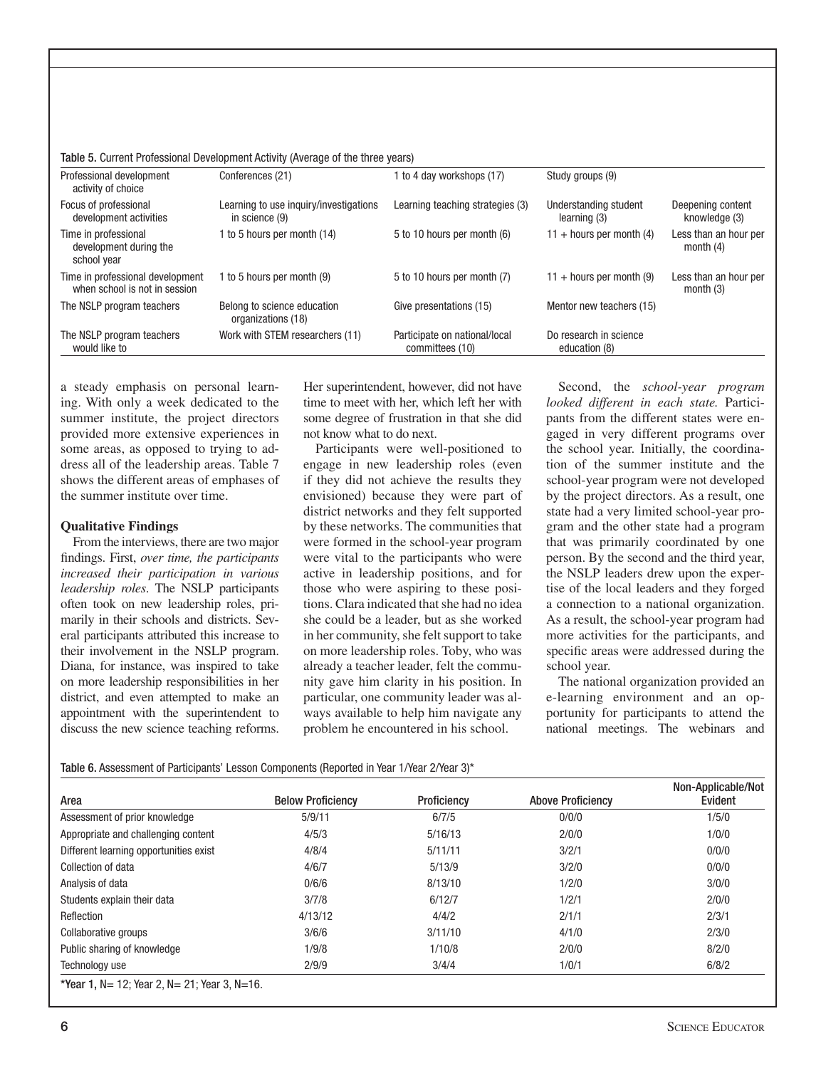Table 5. Current Professional Development Activity (Average of the three years)

| | | | | |
|---|---|---|---|---|
| Professional development activity of choice | Conferences (21) | 1 to 4 day workshops (17) | Study groups (9) | |
| Focus of professional development activities | Learning to use inquiry/investigations in science (9) | Learning teaching strategies (3) | Understanding student learning (3) | Deepening content knowledge (3) |
| Time in professional development during the school year | 1 to 5 hours per month (14) | 5 to 10 hours per month (6) | 11 + hours per month (4) | Less than an hour per month (4) |
| Time in professional development when school is not in session | 1 to 5 hours per month (9) | 5 to 10 hours per month (7) | 11 + hours per month (9) | Less than an hour per month (3) |
| The NSLP program teachers | Belong to science education organizations (18) | Give presentations (15) | Mentor new teachers (15) | |
| The NSLP program teachers would like to | Work with STEM researchers (11) | Participate on national/local committees (10) | Do research in science education (8) | |

a steady emphasis on personal learning. With only a week dedicated to the summer institute, the project directors provided more extensive experiences in some areas, as opposed to trying to address all of the leadership areas. Table 7 shows the different areas of emphases of the summer institute over time.

### Qualitative Findings

From the interviews, there are two major findings. First, *over time, the participants increased their participation in various leadership roles*. The NSLP participants often took on new leadership roles, primarily in their schools and districts. Several participants attributed this increase to their involvement in the NSLP program. Diana, for instance, was inspired to take on more leadership responsibilities in her district, and even attempted to make an appointment with the superintendent to discuss the new science teaching reforms. Her superintendent, however, did not have time to meet with her, which left her with some degree of frustration in that she did not know what to do next.

Participants were well-positioned to engage in new leadership roles (even if they did not achieve the results they envisioned) because they were part of district networks and they felt supported by these networks. The communities that were formed in the school-year program were vital to the participants who were active in leadership positions, and for those who were aspiring to these positions. Clara indicated that she had no idea she could be a leader, but as she worked in her community, she felt support to take on more leadership roles. Toby, who was already a teacher leader, felt the community gave him clarity in his position. In particular, one community leader was always available to help him navigate any problem he encountered in his school.

Second, the *school-year program looked different in each state.* Participants from the different states were engaged in very different programs over the school year. Initially, the coordination of the summer institute and the school-year program were not developed by the project directors. As a result, one state had a very limited school-year program and the other state had a program that was primarily coordinated by one person. By the second and the third year, the NSLP leaders drew upon the expertise of the local leaders and they forged a connection to a national organization. As a result, the school-year program had more activities for the participants, and specific areas were addressed during the school year.

The national organization provided an e-learning environment and an opportunity for participants to attend the national meetings. The webinars and

Table 6. Assessment of Participants' Lesson Components (Reported in Year 1/Year 2/Year 3)*

| Area | Below Proficiency | Proficiency | Above Proficiency | Non-Applicable/Not Evident |
|---|---|---|---|---|
| Assessment of prior knowledge | 5/9/11 | 6/7/5 | 0/0/0 | 1/5/0 |
| Appropriate and challenging content | 4/5/3 | 5/16/13 | 2/0/0 | 1/0/0 |
| Different learning opportunities exist | 4/8/4 | 5/11/11 | 3/2/1 | 0/0/0 |
| Collection of data | 4/6/7 | 5/13/9 | 3/2/0 | 0/0/0 |
| Analysis of data | 0/6/6 | 8/13/10 | 1/2/0 | 3/0/0 |
| Students explain their data | 3/7/8 | 6/12/7 | 1/2/1 | 2/0/0 |
| Reflection | 4/13/12 | 4/4/2 | 2/1/1 | 2/3/1 |
| Collaborative groups | 3/6/6 | 3/11/10 | 4/1/0 | 2/3/0 |
| Public sharing of knowledge | 1/9/8 | 1/10/8 | 2/0/0 | 8/2/0 |
| Technology use | 2/9/9 | 3/4/4 | 1/0/1 | 6/8/2 |

*Year 1, N= 12; Year 2, N= 21; Year 3, N=16.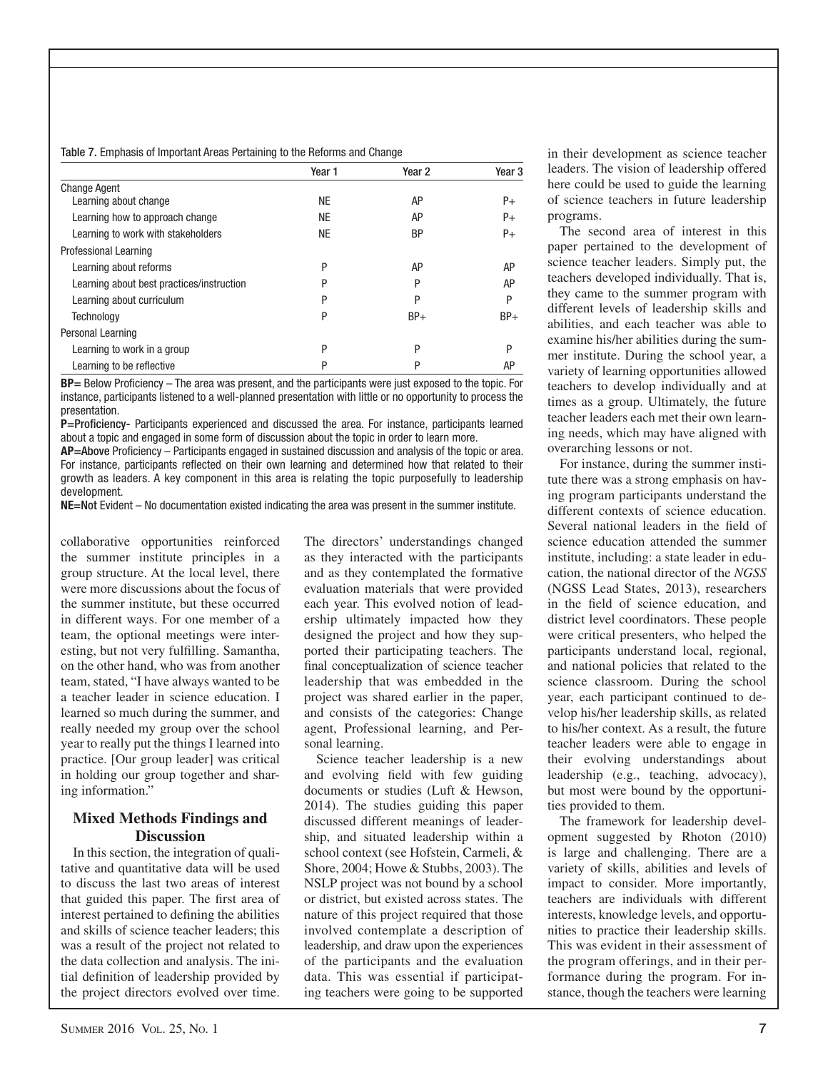Table 7. Emphasis of Important Areas Pertaining to the Reforms and Change

| | Year 1 | Year 2 | Year 3 |
|---|---|---|---|
| Change Agent | | | |
| Learning about change | NE | AP | P+ |
| Learning how to approach change | NE | AP | P+ |
| Learning to work with stakeholders | NE | BP | P+ |
| Professional Learning | | | |
| Learning about reforms | P | AP | AP |
| Learning about best practices/instruction | P | P | AP |
| Learning about curriculum | P | P | P |
| Technology | P | BP+ | BP+ |
| Personal Learning | | | |
| Learning to work in a group | P | P | P |
| Learning to be reflective | P | P | AP |

**BP**= Below Proficiency – The area was present, and the participants were just exposed to the topic. For instance, participants listened to a well-planned presentation with little or no opportunity to process the presentation.

**P**=**Proficiency**- Participants experienced and discussed the area. For instance, participants learned about a topic and engaged in some form of discussion about the topic in order to learn more.

**AP**=**Above** Proficiency – Participants engaged in sustained discussion and analysis of the topic or area. For instance, participants reflected on their own learning and determined how that related to their growth as leaders. A key component in this area is relating the topic purposefully to leadership development.

**NE**=**Not** Evident – No documentation existed indicating the area was present in the summer institute.

collaborative opportunities reinforced the summer institute principles in a group structure. At the local level, there were more discussions about the focus of the summer institute, but these occurred in different ways. For one member of a team, the optional meetings were interesting, but not very fulfilling. Samantha, on the other hand, who was from another team, stated, "I have always wanted to be a teacher leader in science education. I learned so much during the summer, and really needed my group over the school year to really put the things I learned into practice. [Our group leader] was critical in holding our group together and sharing information."

## Mixed Methods Findings and Discussion

In this section, the integration of qualitative and quantitative data will be used to discuss the last two areas of interest that guided this paper. The first area of interest pertained to defining the abilities and skills of science teacher leaders; this was a result of the project not related to the data collection and analysis. The initial definition of leadership provided by the project directors evolved over time. The directors' understandings changed as they interacted with the participants and as they contemplated the formative evaluation materials that were provided each year. This evolved notion of leadership ultimately impacted how they designed the project and how they supported their participating teachers. The final conceptualization of science teacher leadership that was embedded in the project was shared earlier in the paper, and consists of the categories: Change agent, Professional learning, and Personal learning.

Science teacher leadership is a new and evolving field with few guiding documents or studies (Luft & Hewson, 2014). The studies guiding this paper discussed different meanings of leadership, and situated leadership within a school context (see Hofstein, Carmeli, & Shore, 2004; Howe & Stubbs, 2003). The NSLP project was not bound by a school or district, but existed across states. The nature of this project required that those involved contemplate a description of leadership, and draw upon the experiences of the participants and the evaluation data. This was essential if participating teachers were going to be supported in their development as science teacher leaders. The vision of leadership offered here could be used to guide the learning of science teachers in future leadership programs.

The second area of interest in this paper pertained to the development of science teacher leaders. Simply put, the teachers developed individually. That is, they came to the summer program with different levels of leadership skills and abilities, and each teacher was able to examine his/her abilities during the summer institute. During the school year, a variety of learning opportunities allowed teachers to develop individually and at times as a group. Ultimately, the future teacher leaders each met their own learning needs, which may have aligned with overarching lessons or not.

For instance, during the summer institute there was a strong emphasis on having program participants understand the different contexts of science education. Several national leaders in the field of science education attended the summer institute, including: a state leader in education, the national director of the *NGSS* (NGSS Lead States, 2013), researchers in the field of science education, and district level coordinators. These people were critical presenters, who helped the participants understand local, regional, and national policies that related to the science classroom. During the school year, each participant continued to develop his/her leadership skills, as related to his/her context. As a result, the future teacher leaders were able to engage in their evolving understandings about leadership (e.g., teaching, advocacy), but most were bound by the opportunities provided to them.

The framework for leadership development suggested by Rhoton (2010) is large and challenging. There are a variety of skills, abilities and levels of impact to consider. More importantly, teachers are individuals with different interests, knowledge levels, and opportunities to practice their leadership skills. This was evident in their assessment of the program offerings, and in their performance during the program. For instance, though the teachers were learning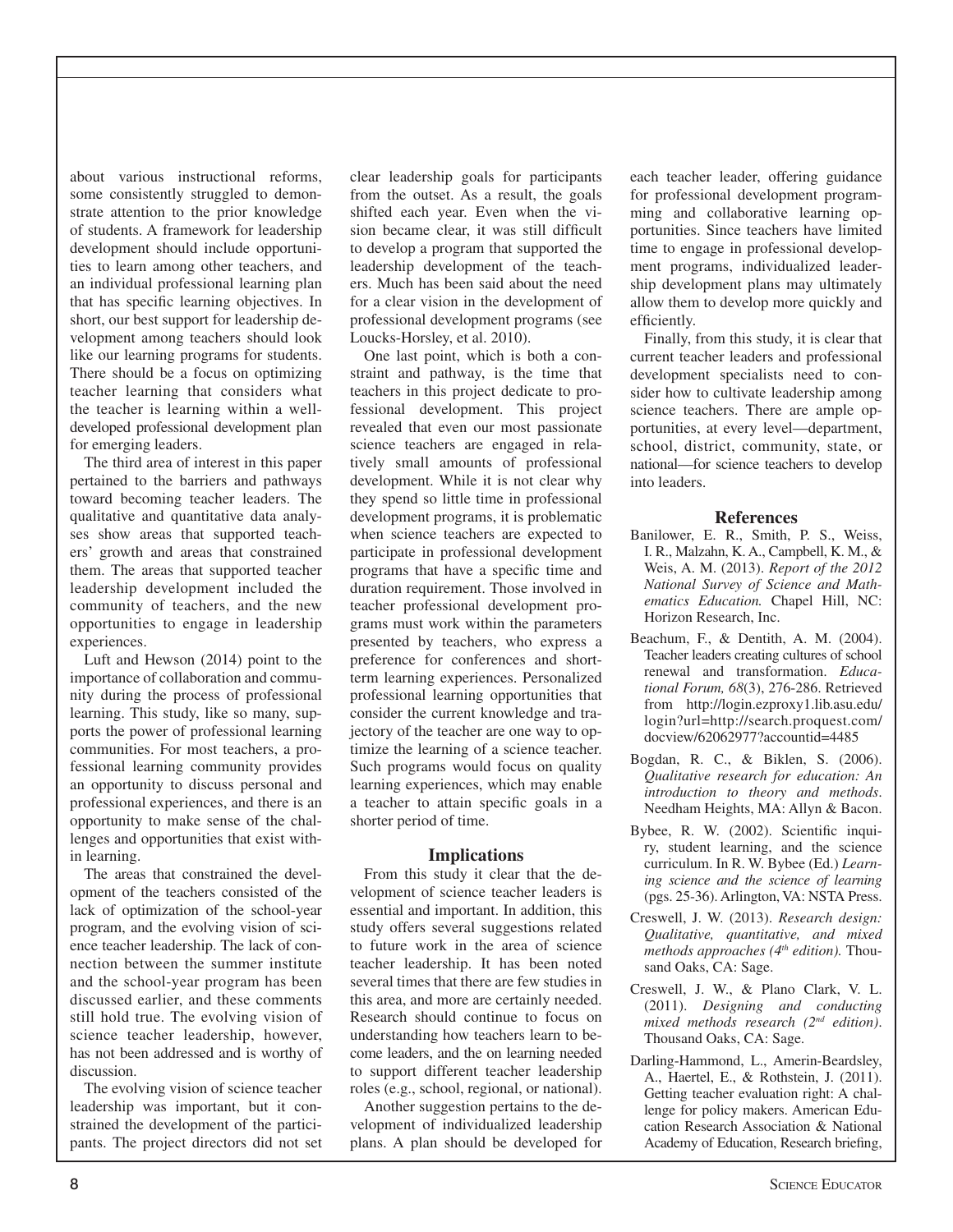about various instructional reforms, some consistently struggled to demonstrate attention to the prior knowledge of students. A framework for leadership development should include opportunities to learn among other teachers, and an individual professional learning plan that has specific learning objectives. In short, our best support for leadership development among teachers should look like our learning programs for students. There should be a focus on optimizing teacher learning that considers what the teacher is learning within a well-developed professional development plan for emerging leaders.

The third area of interest in this paper pertained to the barriers and pathways toward becoming teacher leaders. The qualitative and quantitative data analyses show areas that supported teachers' growth and areas that constrained them. The areas that supported teacher leadership development included the community of teachers, and the new opportunities to engage in leadership experiences.

Luft and Hewson (2014) point to the importance of collaboration and community during the process of professional learning. This study, like so many, supports the power of professional learning communities. For most teachers, a professional learning community provides an opportunity to discuss personal and professional experiences, and there is an opportunity to make sense of the challenges and opportunities that exist within learning.

The areas that constrained the development of the teachers consisted of the lack of optimization of the school-year program, and the evolving vision of science teacher leadership. The lack of connection between the summer institute and the school-year program has been discussed earlier, and these comments still hold true. The evolving vision of science teacher leadership, however, has not been addressed and is worthy of discussion.

The evolving vision of science teacher leadership was important, but it constrained the development of the participants. The project directors did not set clear leadership goals for participants from the outset. As a result, the goals shifted each year. Even when the vision became clear, it was still difficult to develop a program that supported the leadership development of the teachers. Much has been said about the need for a clear vision in the development of professional development programs (see Loucks-Horsley, et al. 2010).

One last point, which is both a constraint and pathway, is the time that teachers in this project dedicate to professional development. This project revealed that even our most passionate science teachers are engaged in relatively small amounts of professional development. While it is not clear why they spend so little time in professional development programs, it is problematic when science teachers are expected to participate in professional development programs that have a specific time and duration requirement. Those involved in teacher professional development programs must work within the parameters presented by teachers, who express a preference for conferences and short-term learning experiences. Personalized professional learning opportunities that consider the current knowledge and trajectory of the teacher are one way to optimize the learning of a science teacher. Such programs would focus on quality learning experiences, which may enable a teacher to attain specific goals in a shorter period of time.

## Implications

From this study it clear that the development of science teacher leaders is essential and important. In addition, this study offers several suggestions related to future work in the area of science teacher leadership. It has been noted several times that there are few studies in this area, and more are certainly needed. Research should continue to focus on understanding how teachers learn to become leaders, and the on learning needed to support different teacher leadership roles (e.g., school, regional, or national).

Another suggestion pertains to the development of individualized leadership plans. A plan should be developed for each teacher leader, offering guidance for professional development programming and collaborative learning opportunities. Since teachers have limited time to engage in professional development programs, individualized leadership development plans may ultimately allow them to develop more quickly and efficiently.

Finally, from this study, it is clear that current teacher leaders and professional development specialists need to consider how to cultivate leadership among science teachers. There are ample opportunities, at every level—department, school, district, community, state, or national—for science teachers to develop into leaders.

## References

Banilower, E. R., Smith, P. S., Weiss, I. R., Malzahn, K. A., Campbell, K. M., & Weis, A. M. (2013). *Report of the 2012 National Survey of Science and Mathematics Education.* Chapel Hill, NC: Horizon Research, Inc.

Beachum, F., & Dentith, A. M. (2004). Teacher leaders creating cultures of school renewal and transformation. *Educational Forum, 68*(3), 276-286. Retrieved from http://login.ezproxy1.lib.asu.edu/login?url=http://search.proquest.com/docview/62062977?accountid=4485

Bogdan, R. C., & Biklen, S. (2006). *Qualitative research for education: An introduction to theory and methods*. Needham Heights, MA: Allyn & Bacon.

Bybee, R. W. (2002). Scientific inquiry, student learning, and the science curriculum. In R. W. Bybee (Ed.) *Learning science and the science of learning* (pgs. 25-36). Arlington, VA: NSTA Press.

Creswell, J. W. (2013). *Research design: Qualitative, quantitative, and mixed methods approaches (4th edition).* Thousand Oaks, CA: Sage.

Creswell, J. W., & Plano Clark, V. L. (2011). *Designing and conducting mixed methods research (2nd edition).* Thousand Oaks, CA: Sage.

Darling-Hammond, L., Amerin-Beardsley, A., Haertel, E., & Rothstein, J. (2011). Getting teacher evaluation right: A challenge for policy makers. American Education Research Association & National Academy of Education, Research briefing,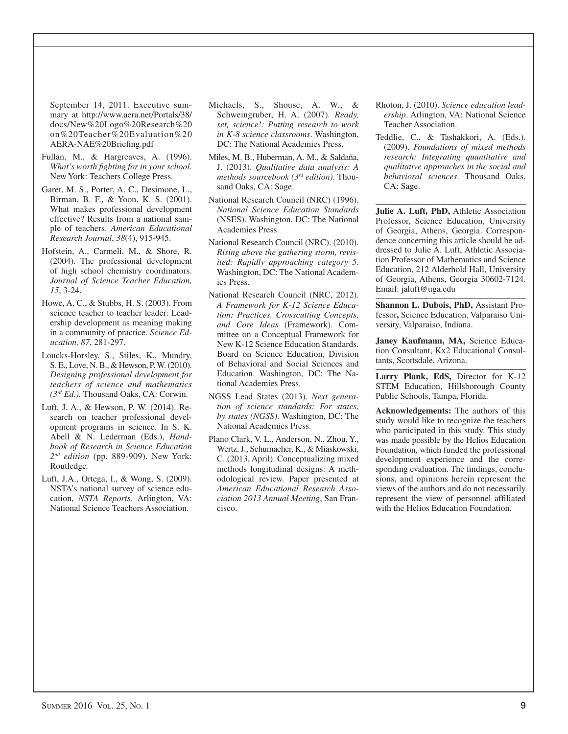September 14, 2011. Executive summary at http://www.aera.net/Portals/38/docs/New%20Logo%20Research%20on%20Teacher%20Evaluation%20AERA-NAE%20Briefing.pdf

Fullan, M., & Hargreaves, A. (1996). *What's worth fighting for in your school.* New York: Teachers College Press.

Garet, M. S., Porter, A. C., Desimone, L., Birman, B. F., & Yoon, K. S. (2001). What makes professional development effective? Results from a national sample of teachers. *American Educational Research Journal*, *38*(4), 915-945.

Hofstein, A., Carmeli, M., & Shore, R. (2004). The professional development of high school chemistry coordinators. *Journal of Science Teacher Education, 15*, 3-24.

Howe, A. C., & Stubbs, H. S. (2003). From science teacher to teacher leader: Leadership development as meaning making in a community of practice. *Science Education, 87*, 281-297.

Loucks-Horsley, S., Stiles, K., Mundry, S. E., Love, N. B., & Hewson, P. W. (2010). *Designing professional development for teachers of science and mathematics (3rd Ed.).* Thousand Oaks, CA: Corwin.

Luft, J. A., & Hewson, P. W. (2014). Research on teacher professional development programs in science. In S. K. Abell & N. Lederman (Eds.), *Handbook of Research in Science Education 2nd edition* (pp. 889-909). New York: Routledge*.*

Luft, J.A., Ortega, I., & Wong, S. (2009). NSTA's national survey of science education, *NSTA Reports.* Arlington, VA: National Science Teachers Association.

Michaels, S., Shouse, A. W., & Schweingruber, H. A. (2007). *Ready, set, science!: Putting research to work in K-8 science classrooms*. Washington, DC: The National Academies Press.

Miles, M. B., Huberman, A. M., & Saldaña, J. (2013). *Qualitative data analysis: A methods sourcebook (3rd edition)*. Thousand Oaks, CA: Sage.

National Research Council (NRC) (1996). *National Science Education Standards* (NSES). Washington, DC: The National Academies Press.

National Research Council (NRC). (2010). *Rising above the gathering storm, revisited: Rapidly approaching category 5*. Washington, DC: The National Academics Press.

National Research Council (NRC, 2012). *A Framework for K-12 Science Education: Practices, Crosscutting Concepts, and Core Ideas* (Framework). Committee on a Conceptual Framework for New K-12 Science Education Standards. Board on Science Education, Division of Behavioral and Social Sciences and Education. Washington, DC: The National Academies Press.

NGSS Lead States (2013). *Next generation of science standards: For states, by states (NGSS)*. Washington, DC: The National Academies Press.

Plano Clark, V. L., Anderson, N., Zhou, Y., Wertz, J., Schumacher, K., & Miaskowski, C. (2013, April). Conceptualizing mixed methods longitudinal designs: A methodological review. Paper presented at *American Educational Research Association 2013 Annual Meeting*, San Francisco.

Rhoton, J. (2010). *Science education leadership*. Arlington, VA: National Science Teacher Association.

Teddlie, C., & Tashakkori, A. (Eds.). (2009). *Foundations of mixed methods research: Integrating quantitative and qualitative approaches in the social and behavioral sciences*. Thousand Oaks, CA: Sage.

---

**Julie A. Luft, PhD,** Athletic Association Professor, Science Education, University of Georgia, Athens, Georgia. Correspondence concerning this article should be addressed to Julie A. Luft, Athletic Association Professor of Mathematics and Science Education, 212 Alderhold Hall, University of Georgia, Athens, Georgia 30602-7124. Email: jaluft@uga.edu

**Shannon L. Dubois, PhD,** Assistant Professor**,** Science Education, Valparaiso University, Valparaiso, Indiana.

**Janey Kaufmann, MA,** Science Education Consultant, Kx2 Educational Consultants, Scottsdale, Arizona.

**Larry Plank, EdS,** Director for K-12 STEM Education, Hillsborough County Public Schools, Tampa, Florida.

**Acknowledgements:** The authors of this study would like to recognize the teachers who participated in this study. This study was made possible by the Helios Education Foundation, which funded the professional development experience and the corresponding evaluation. The findings, conclusions, and opinions herein represent the views of the authors and do not necessarily represent the view of personnel affiliated with the Helios Education Foundation.